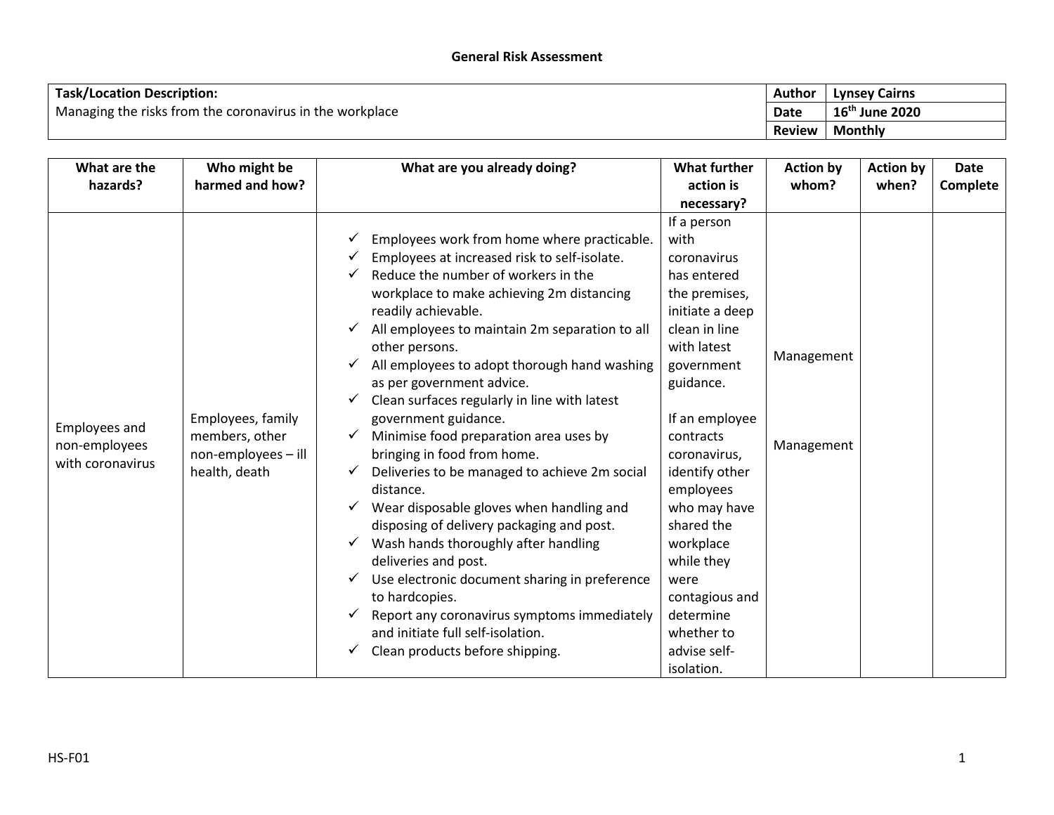# General Risk Assessment

| **Task/Location Description:** Managing the risks from the coronavirus in the workplace | **Author** | Lynsey Cairns |
|---|---|---|
| | **Date** | 16th June 2020 |
| | **Review** | Monthly |

| What are the hazards? | Who might be harmed and how? | What are you already doing? | What further action is necessary? | Action by whom? | Action by when? | Date Complete |
|---|---|---|---|---|---|---|
| Employees and non-employees with coronavirus | Employees, family members, other non-employees – ill health, death | ✓ Employees work from home where practicable.<br>✓ Employees at increased risk to self-isolate.<br>✓ Reduce the number of workers in the workplace to make achieving 2m distancing readily achievable.<br>✓ All employees to maintain 2m separation to all other persons.<br>✓ All employees to adopt thorough hand washing as per government advice.<br>✓ Clean surfaces regularly in line with latest government guidance.<br>✓ Minimise food preparation area uses by bringing in food from home.<br>✓ Deliveries to be managed to achieve 2m social distance.<br>✓ Wear disposable gloves when handling and disposing of delivery packaging and post.<br>✓ Wash hands thoroughly after handling deliveries and post.<br>✓ Use electronic document sharing in preference to hardcopies.<br>✓ Report any coronavirus symptoms immediately and initiate full self-isolation.<br>✓ Clean products before shipping. | If a person with coronavirus has entered the premises, initiate a deep clean in line with latest government guidance.<br><br>If an employee contracts coronavirus, identify other employees who may have shared the workplace while they were contagious and determine whether to advise self-isolation. | Management<br><br>Management | | |

HS-F01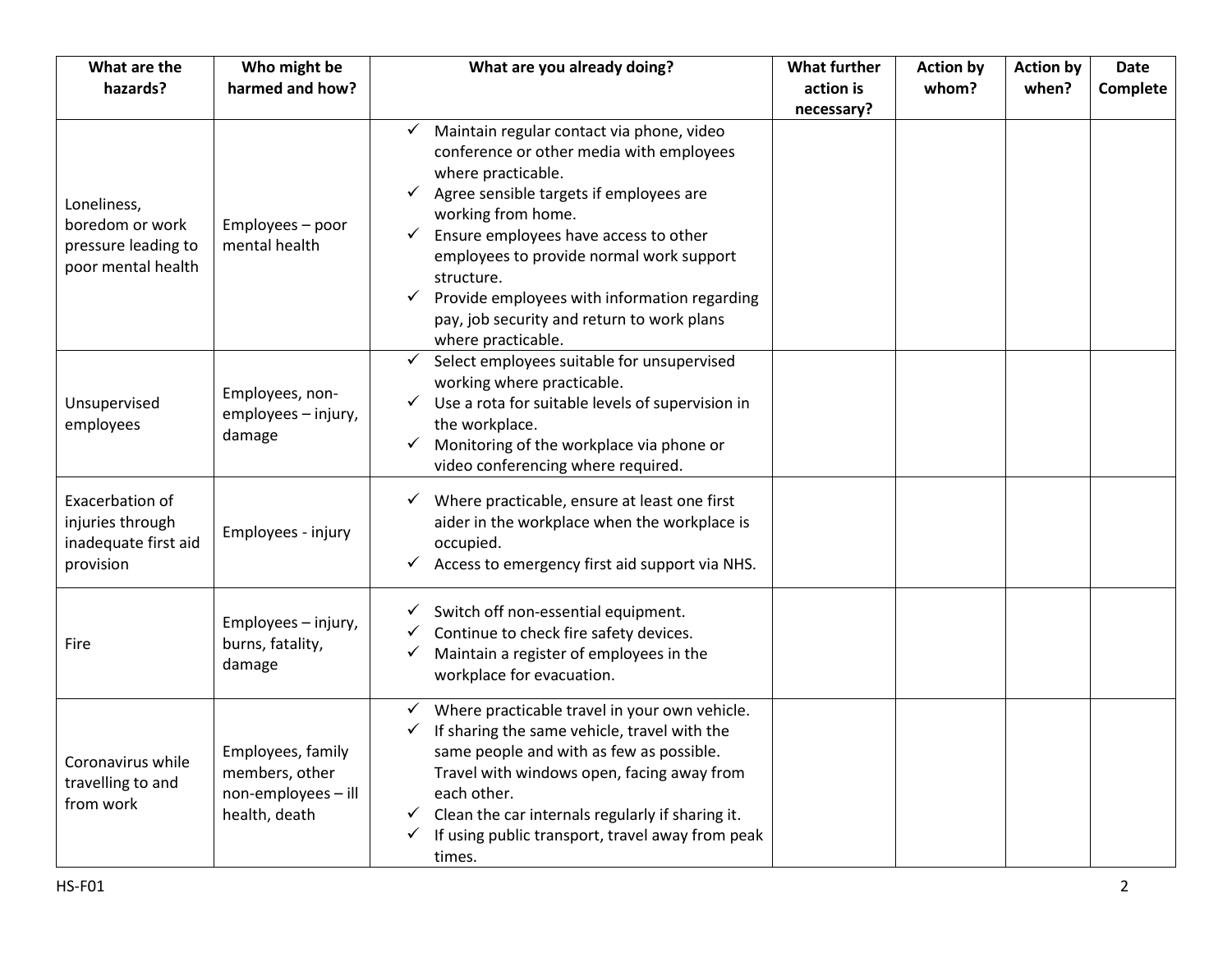| What are the hazards? | Who might be harmed and how? | What are you already doing? | What further action is necessary? | Action by whom? | Action by when? | Date Complete |
|---|---|---|---|---|---|---|
| Loneliness, boredom or work pressure leading to poor mental health | Employees – poor mental health | ✓ Maintain regular contact via phone, video conference or other media with employees where practicable.<br>✓ Agree sensible targets if employees are working from home.<br>✓ Ensure employees have access to other employees to provide normal work support structure.<br>✓ Provide employees with information regarding pay, job security and return to work plans where practicable. | | | | |
| Unsupervised employees | Employees, non-employees – injury, damage | ✓ Select employees suitable for unsupervised working where practicable.<br>✓ Use a rota for suitable levels of supervision in the workplace.<br>✓ Monitoring of the workplace via phone or video conferencing where required. | | | | |
| Exacerbation of injuries through inadequate first aid provision | Employees - injury | ✓ Where practicable, ensure at least one first aider in the workplace when the workplace is occupied.<br>✓ Access to emergency first aid support via NHS. | | | | |
| Fire | Employees – injury, burns, fatality, damage | ✓ Switch off non-essential equipment.<br>✓ Continue to check fire safety devices.<br>✓ Maintain a register of employees in the workplace for evacuation. | | | | |
| Coronavirus while travelling to and from work | Employees, family members, other non-employees – ill health, death | ✓ Where practicable travel in your own vehicle.<br>✓ If sharing the same vehicle, travel with the same people and with as few as possible. Travel with windows open, facing away from each other.<br>✓ Clean the car internals regularly if sharing it.<br>✓ If using public transport, travel away from peak times. | | | | |